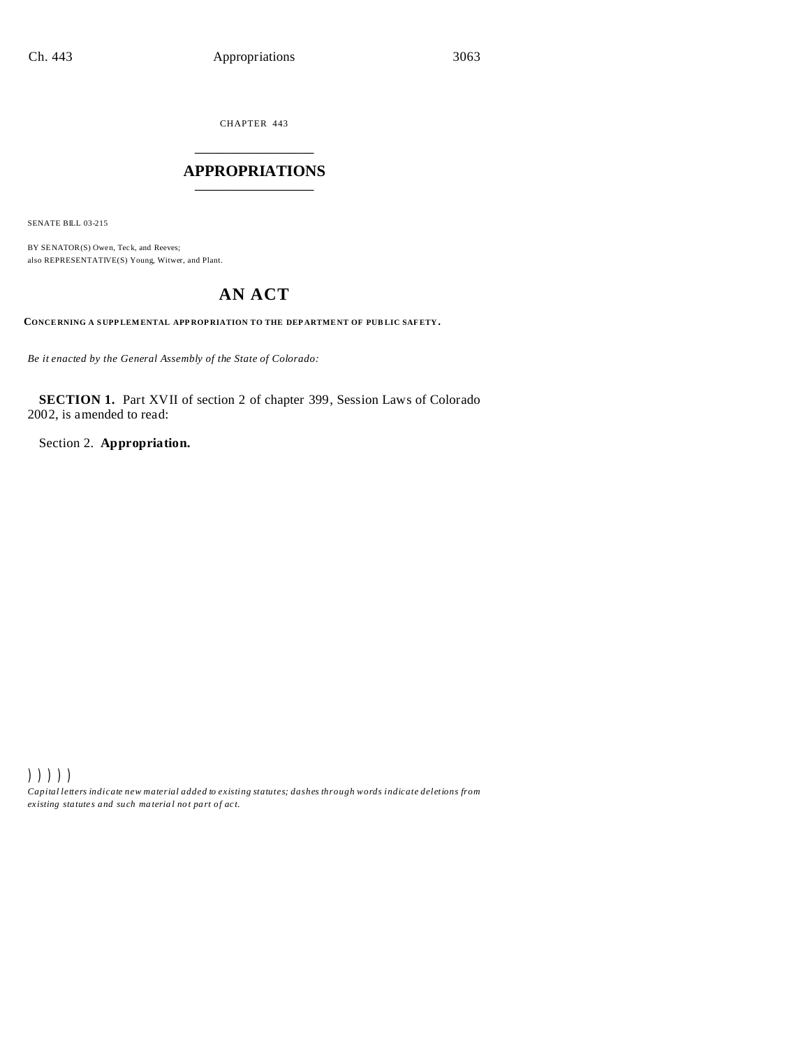CHAPTER 443

# APPROPRIATIONS

SENATE BILL 03-215

BY SENATOR(S) Owen, Teck, and Reeves;
also REPRESENTATIVE(S) Young, Witwer, and Plant.

## AN ACT

**CONCERNING A SUPPLEMENTAL APPROPRIATION TO THE DEPARTMENT OF PUBLIC SAFETY.**

*Be it enacted by the General Assembly of the State of Colorado:*

**SECTION 1.** Part XVII of section 2 of chapter 399, Session Laws of Colorado 2002, is amended to read:

Section 2. **Appropriation.**

) ) ) ) )

*Capital letters indicate new material added to existing statutes; dashes through words indicate deletions from existing statutes and such material not part of act.*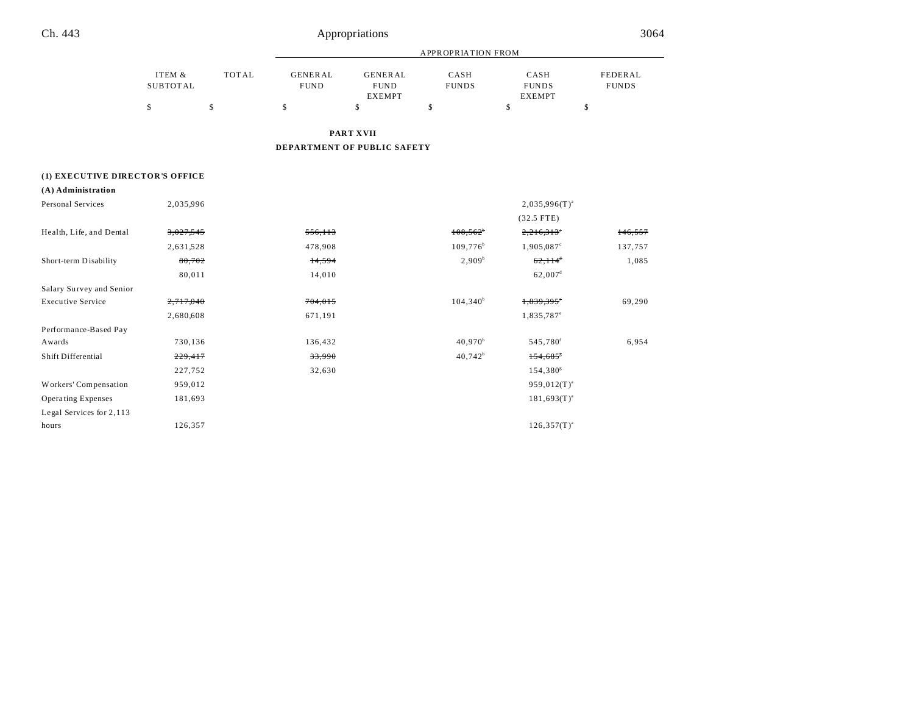| | ITEM & SUBTOTAL | TOTAL | GENERAL FUND | GENERAL FUND EXEMPT | CASH FUNDS | CASH FUNDS EXEMPT | FEDERAL FUNDS |
|---|---|---|---|---|---|---|---|
| | | | APPROPRIATION FROM | | | | |
| | $ | $ | $ | $ | $ | $ | $ |

**PART XVII**

**DEPARTMENT OF PUBLIC SAFETY**

**(1) EXECUTIVE DIRECTOR'S OFFICE**

**(A) Administration**

| | ITEM & SUBTOTAL | TOTAL | GENERAL FUND | GENERAL FUND EXEMPT | CASH FUNDS | CASH FUNDS EXEMPT | FEDERAL FUNDS |
|---|---|---|---|---|---|---|---|
| Personal Services | 2,035,996 | | | | | 2,035,996(T)[a] | |
| | | | | | | (32.5 FTE) | |
| Health, Life, and Dental | ~~3,027,545~~ | | ~~556,113~~ | | ~~108,562~~[b] | ~~2,216,313~~[c] | ~~146,557~~ |
| | 2,631,528 | | 478,908 | | 109,776[b] | 1,905,087[c] | 137,757 |
| Short-term Disability | ~~80,702~~ | | ~~14,594~~ | | 2,909[b] | ~~62,114~~[d] | 1,085 |
| | 80,011 | | 14,010 | | | 62,007[d] | |
| Salary Survey and Senior Executive Service | ~~2,717,040~~ | | ~~704,015~~ | | 104,340[b] | ~~1,839,395~~[e] | 69,290 |
| | 2,680,608 | | 671,191 | | | 1,835,787[e] | |
| Performance-Based Pay Awards | 730,136 | | 136,432 | | 40,970[b] | 545,780[f] | 6,954 |
| Shift Differential | ~~229,417~~ | | ~~33,990~~ | | 40,742[b] | ~~154,685~~[g] | |
| | 227,752 | | 32,630 | | | 154,380[g] | |
| Workers' Compensation | 959,012 | | | | | 959,012(T)[a] | |
| Operating Expenses | 181,693 | | | | | 181,693(T)[a] | |
| Legal Services for 2,113 hours | 126,357 | | | | | 126,357(T)[a] | |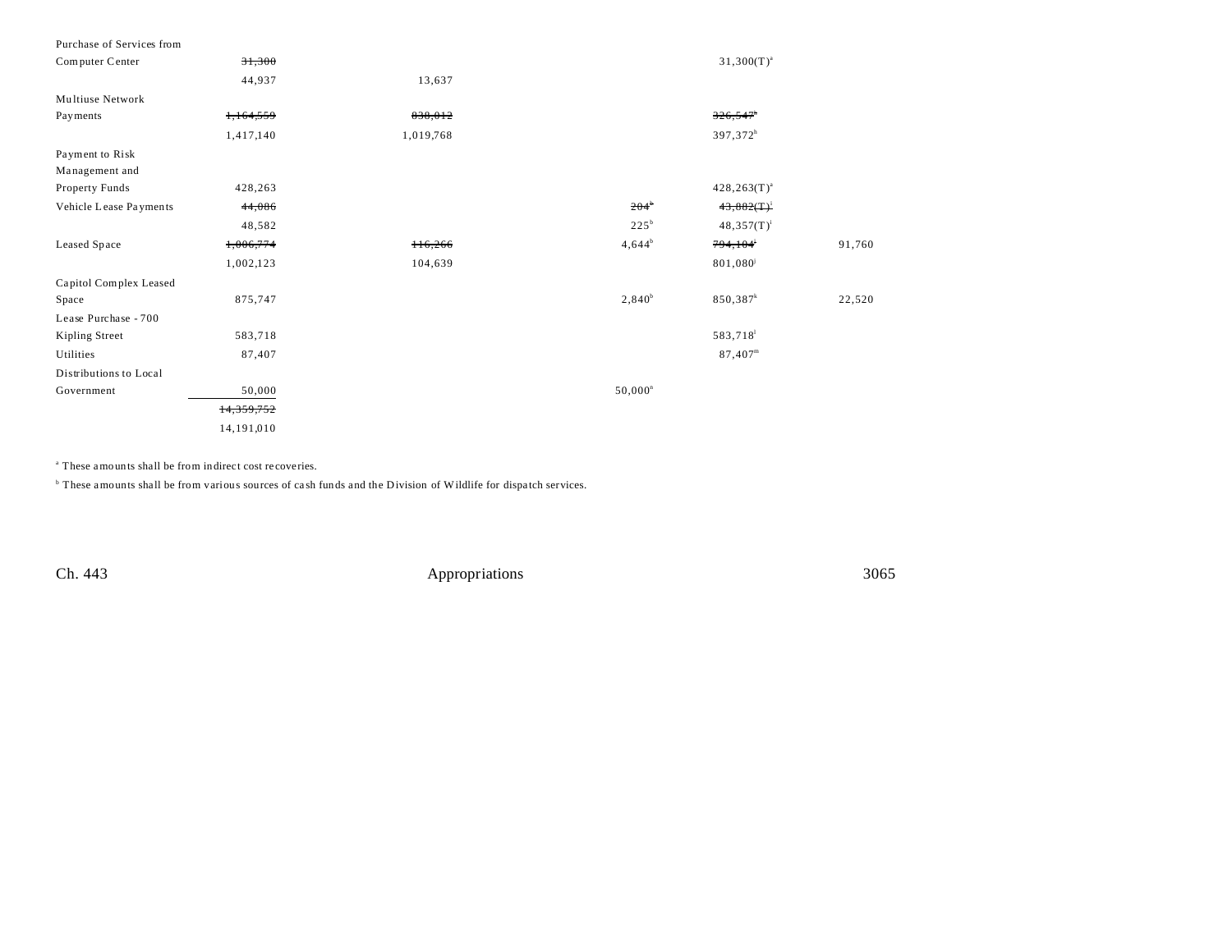| | | | | | |
|---|---|---|---|---|---|
| Purchase of Services from Computer Center | ~~31,300~~ | | | 31,300(T)[a] | |
| | 44,937 | 13,637 | | | |
| Multiuse Network Payments | ~~1,164,559~~ | ~~838,012~~ | | ~~326,547~~[h] | |
| | 1,417,140 | 1,019,768 | | 397,372[h] | |
| Payment to Risk Management and Property Funds | 428,263 | | | 428,263(T)[a] | |
| Vehicle Lease Payments | ~~44,086~~ | | ~~204~~[b] | ~~43,882(T)~~[i] | |
| | 48,582 | | 225[b] | 48,357(T)[i] | |
| Leased Space | ~~1,006,774~~ | ~~116,266~~ | 4,644[b] | ~~794,104~~[j] | 91,760 |
| | 1,002,123 | 104,639 | | 801,080[j] | |
| Capitol Complex Leased Space | 875,747 | | 2,840[b] | 850,387[k] | 22,520 |
| Lease Purchase - 700 Kipling Street | 583,718 | | | 583,718[l] | |
| Utilities | 87,407 | | | 87,407[m] | |
| Distributions to Local Government | 50,000 | | 50,000[n] | | |
| | ~~14,359,752~~ | | | | |
| | 14,191,010 | | | | |

[a] These amounts shall be from indirect cost recoveries.

[b] These amounts shall be from various sources of cash funds and the Division of Wildlife for dispatch services.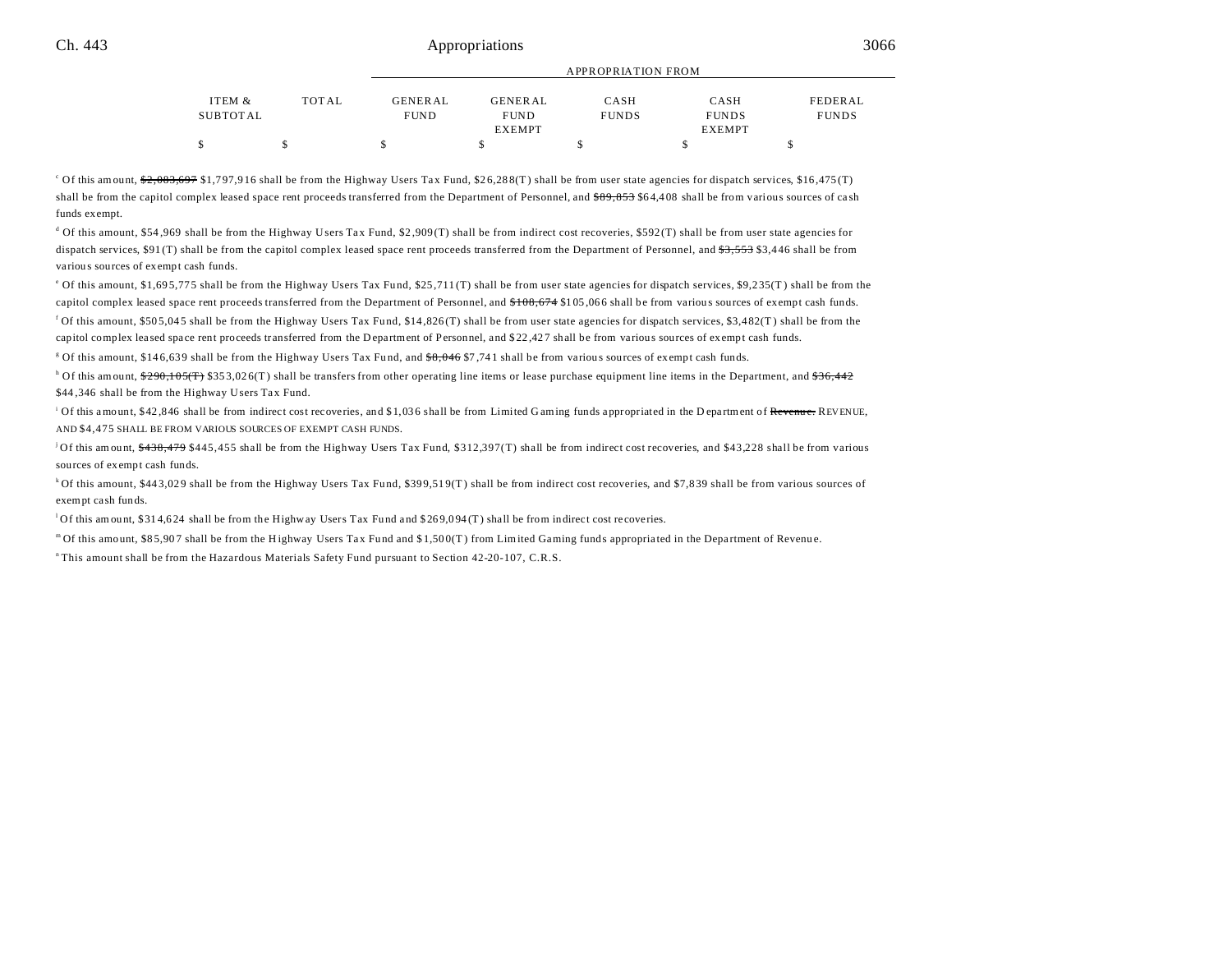| ITEM & SUBTOTAL | TOTAL | GENERAL FUND | GENERAL FUND EXEMPT | CASH FUNDS | CASH FUNDS EXEMPT | FEDERAL FUNDS |
|---|---|---|---|---|---|---|
| | | APPROPRIATION FROM | | | | |
| $ | $ | $ | $ | $ | $ | $ |

[c] Of this amount, ~~$2,083,697~~ $1,797,916 shall be from the Highway Users Tax Fund, $26,288(T) shall be from user state agencies for dispatch services, $16,475(T) shall be from the capitol complex leased space rent proceeds transferred from the Department of Personnel, and ~~$89,853~~ $64,408 shall be from various sources of cash funds exempt.

[d] Of this amount, $54,969 shall be from the Highway Users Tax Fund, $2,909(T) shall be from indirect cost recoveries, $592(T) shall be from user state agencies for dispatch services, $91(T) shall be from the capitol complex leased space rent proceeds transferred from the Department of Personnel, and ~~$3,553~~ $3,446 shall be from various sources of exempt cash funds.

[e] Of this amount, $1,695,775 shall be from the Highway Users Tax Fund, $25,711(T) shall be from user state agencies for dispatch services, $9,235(T) shall be from the capitol complex leased space rent proceeds transferred from the Department of Personnel, and ~~$108,674~~ $105,066 shall be from various sources of exempt cash funds.

[f] Of this amount, $505,045 shall be from the Highway Users Tax Fund, $14,826(T) shall be from user state agencies for dispatch services, $3,482(T) shall be from the capitol complex leased space rent proceeds transferred from the Department of Personnel, and $22,427 shall be from various sources of exempt cash funds.

[g] Of this amount, $146,639 shall be from the Highway Users Tax Fund, and ~~$8,046~~ $7,741 shall be from various sources of exempt cash funds.

[h] Of this amount, ~~$290,105(T)~~ $353,026(T) shall be transfers from other operating line items or lease purchase equipment line items in the Department, and ~~$36,442~~ $44,346 shall be from the Highway Users Tax Fund.

[i] Of this amount, $42,846 shall be from indirect cost recoveries, and $1,036 shall be from Limited Gaming funds appropriated in the Department of ~~Revenue.~~ REVENUE, AND $4,475 SHALL BE FROM VARIOUS SOURCES OF EXEMPT CASH FUNDS.

[j] Of this amount, ~~$438,479~~ $445,455 shall be from the Highway Users Tax Fund, $312,397(T) shall be from indirect cost recoveries, and $43,228 shall be from various sources of exempt cash funds.

[k] Of this amount, $443,029 shall be from the Highway Users Tax Fund, $399,519(T) shall be from indirect cost recoveries, and $7,839 shall be from various sources of exempt cash funds.

[l] Of this amount, $314,624 shall be from the Highway Users Tax Fund and $269,094(T) shall be from indirect cost recoveries.

[m] Of this amount, $85,907 shall be from the Highway Users Tax Fund and $1,500(T) from Limited Gaming funds appropriated in the Department of Revenue.

[n] This amount shall be from the Hazardous Materials Safety Fund pursuant to Section 42-20-107, C.R.S.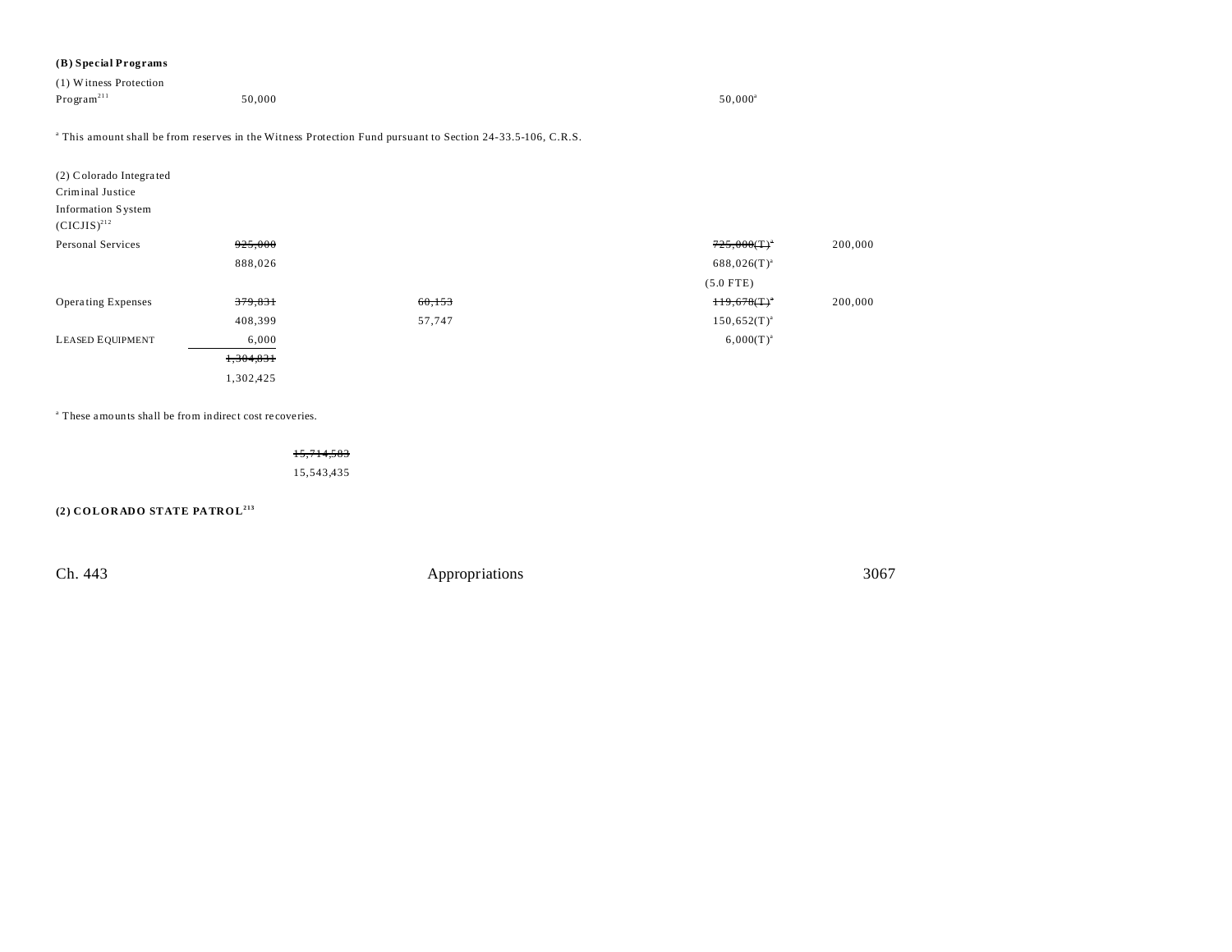**(B) Special Programs**

| | | | | | |
|---|---|---|---|---|---|
| (1) Witness Protection Program[211] | 50,000 | | | 50,000[a] | |

[a] This amount shall be from reserves in the Witness Protection Fund pursuant to Section 24-33.5-106, C.R.S.

(2) Colorado Integrated Criminal Justice Information System (CICJIS)[212]

| | | | | | |
|---|---|---|---|---|---|
| Personal Services | ~~925,000~~ | | | ~~725,000(T)~~[a] | 200,000 |
| | 888,026 | | | 688,026(T)[a] | |
| | | | | (5.0 FTE) | |
| Operating Expenses | ~~379,831~~ | | ~~60,153~~ | ~~119,678(T)~~[a] | 200,000 |
| | 408,399 | | 57,747 | 150,652(T)[a] | |
| LEASED EQUIPMENT | 6,000 | | | 6,000(T)[a] | |
| | ~~1,304,831~~ | | | | |
| | 1,302,425 | | | | |

[a] These amounts shall be from indirect cost recoveries.

| | | |
|---|---|---|
| | | ~~15,714,583~~ |
| | | 15,543,435 |

**(2) COLORADO STATE PATROL[213]**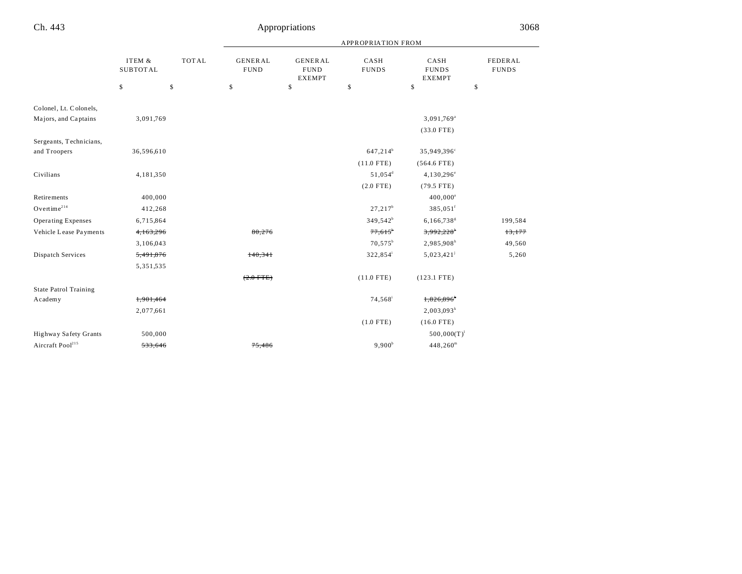| | ITEM & SUBTOTAL | TOTAL | GENERAL FUND | GENERAL FUND EXEMPT | CASH FUNDS | CASH FUNDS EXEMPT | FEDERAL FUNDS |
|---|---|---|---|---|---|---|---|
| | | | APPROPRIATION FROM | | | | |
| | $ | $ | $ | $ | $ | $ | $ |
| Colonel, Lt. Colonels, Majors, and Captains | 3,091,769 | | | | | 3,091,769[a] | |
| | | | | | | (33.0 FTE) | |
| Sergeants, Technicians, and Troopers | 36,596,610 | | | | 647,214[b] | 35,949,396[c] | |
| | | | | | (11.0 FTE) | (564.6 FTE) | |
| Civilians | 4,181,350 | | | | 51,054[d] | 4,130,296[e] | |
| | | | | | (2.0 FTE) | (79.5 FTE) | |
| Retirements | 400,000 | | | | | 400,000[a] | |
| Overtime[214] | 412,268 | | | | 27,217[b] | 385,051[f] | |
| Operating Expenses | 6,715,864 | | | | 349,542[b] | 6,166,738[g] | 199,584 |
| Vehicle Lease Payments | ~~4,163,296~~ | | ~~80,276~~ | | ~~77,615~~[b] | ~~3,992,228~~[h] | ~~13,177~~ |
| | 3,106,043 | | | | 70,575[b] | 2,985,908[h] | 49,560 |
| Dispatch Services | ~~5,491,876~~ | | ~~140,341~~ | | 322,854[i] | 5,023,421[j] | 5,260 |
| | 5,351,535 | | | | | | |
| | | | ~~(2.0 FTE)~~ | | (11.0 FTE) | (123.1 FTE) | |
| State Patrol Training Academy | ~~1,901,464~~ | | | | 74,568[i] | ~~1,826,896~~[k] | |
| | 2,077,661 | | | | | 2,003,093[k] | |
| | | | | | (1.0 FTE) | (16.0 FTE) | |
| Highway Safety Grants | 500,000 | | | | | 500,000(T)[l] | |
| Aircraft Pool[215] | ~~533,646~~ | | ~~75,486~~ | | 9,900[b] | 448,260[m] | |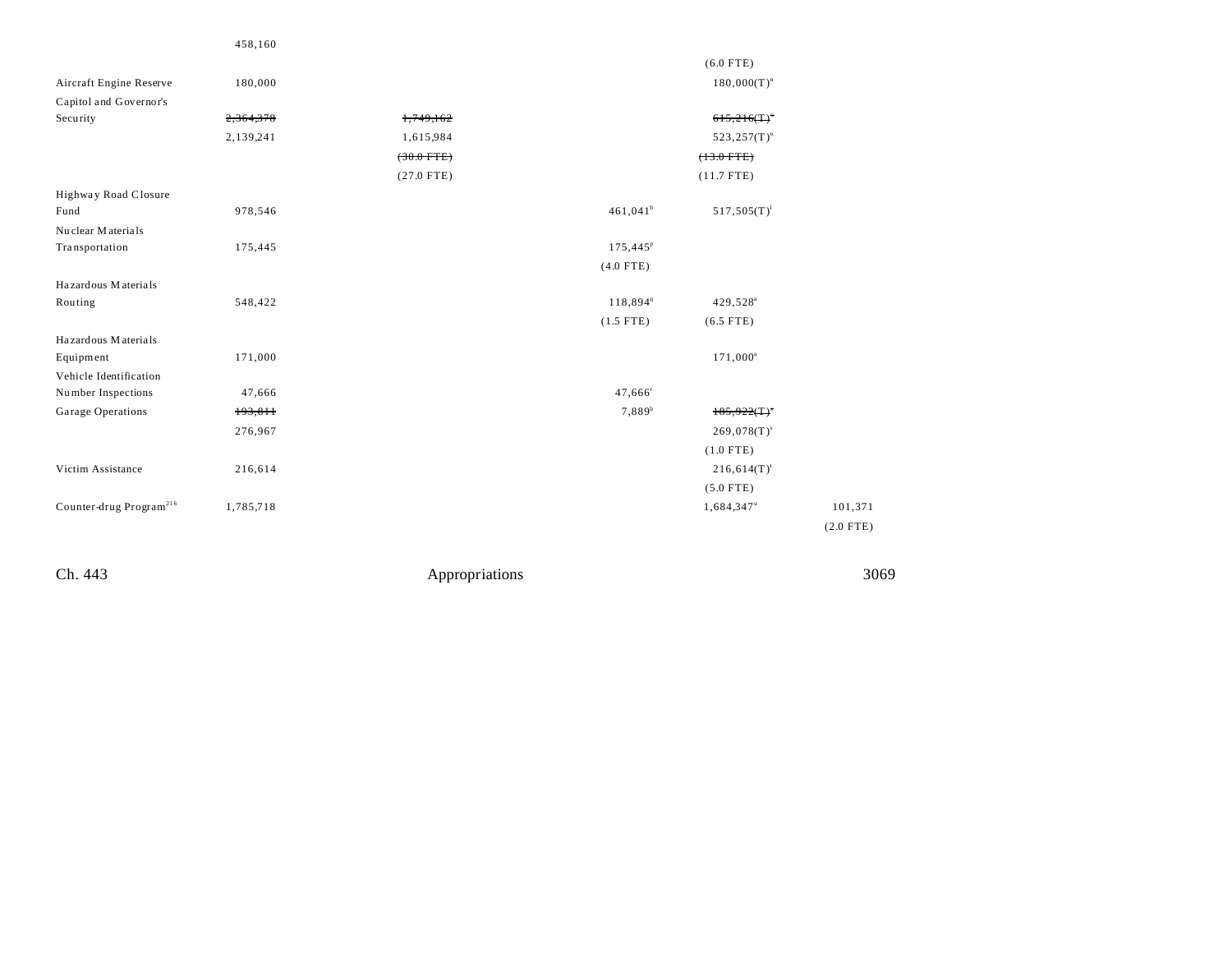| | | | | | |
|---|---|---|---|---|---|
| | 458,160 | | | | |
| | | | | (6.0 FTE) | |
| Aircraft Engine Reserve | 180,000 | | | 180,000(T)[n] | |
| Capitol and Governor's Security | ~~2,364,378~~ | ~~1,749,162~~ | | ~~615,216(T)~~[o] | |
| | 2,139,241 | 1,615,984 | | 523,257(T)[o] | |
| | | ~~(30.0 FTE)~~ | | ~~(13.0 FTE)~~ | |
| | | (27.0 FTE) | | (11.7 FTE) | |
| Highway Road Closure Fund | 978,546 | | 461,041[b] | 517,505(T)[l] | |
| Nuclear Materials Transportation | 175,445 | | 175,445[p] | | |
| | | | (4.0 FTE) | | |
| Hazardous Materials Routing | 548,422 | | 118,894[q] | 429,528[a] | |
| | | | (1.5 FTE) | (6.5 FTE) | |
| Hazardous Materials Equipment | 171,000 | | | 171,000[a] | |
| Vehicle Identification Number Inspections | 47,666 | | 47,666[r] | | |
| Garage Operations | ~~193,811~~ | | 7,889[b] | ~~185,922(T)~~[s] | |
| | 276,967 | | | 269,078(T)[s] | |
| | | | | (1.0 FTE) | |
| Victim Assistance | 216,614 | | | 216,614(T)[t] | |
| | | | | (5.0 FTE) | |
| Counter-drug Program[216] | 1,785,718 | | | 1,684,347[u] | 101,371 |
| | | | | | (2.0 FTE) |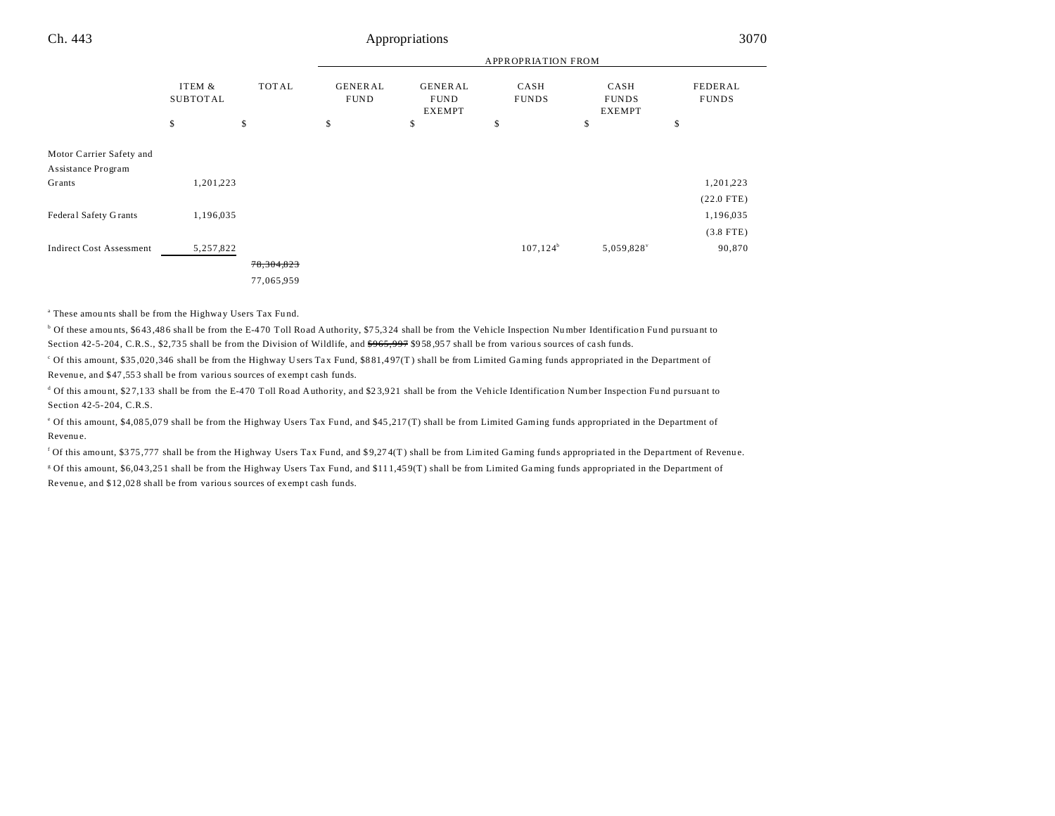| | ITEM & SUBTOTAL | TOTAL | APPROPRIATION FROM | | | | |
|---|---|---|---|---|---|---|---|
| | | | GENERAL FUND | GENERAL FUND EXEMPT | CASH FUNDS | CASH FUNDS EXEMPT | FEDERAL FUNDS |
| | $ | $ | $ | $ | $ | $ | $ |
| Motor Carrier Safety and Assistance Program Grants | 1,201,223 | | | | | | 1,201,223 (22.0 FTE) |
| Federal Safety Grants | 1,196,035 | | | | | | 1,196,035 (3.8 FTE) |
| Indirect Cost Assessment | 5,257,822 | | | | 107,124[b] | 5,059,828[v] | 90,870 |
| | | ~~78,304,823~~ 77,065,959 | | | | | |

[a] These amounts shall be from the Highway Users Tax Fund.

[b] Of these amounts, $643,486 shall be from the E-470 Toll Road Authority, $75,324 shall be from the Vehicle Inspection Number Identification Fund pursuant to Section 42-5-204, C.R.S., $2,735 shall be from the Division of Wildlife, and ~~$965,997~~ $958,957 shall be from various sources of cash funds.

[c] Of this amount, $35,020,346 shall be from the Highway Users Tax Fund, $881,497(T) shall be from Limited Gaming funds appropriated in the Department of Revenue, and $47,553 shall be from various sources of exempt cash funds.

[d] Of this amount, $27,133 shall be from the E-470 Toll Road Authority, and $23,921 shall be from the Vehicle Identification Number Inspection Fund pursuant to Section 42-5-204, C.R.S.

[e] Of this amount, $4,085,079 shall be from the Highway Users Tax Fund, and $45,217(T) shall be from Limited Gaming funds appropriated in the Department of Revenue.

[f] Of this amount, $375,777 shall be from the Highway Users Tax Fund, and $9,274(T) shall be from Limited Gaming funds appropriated in the Department of Revenue.

[g] Of this amount, $6,043,251 shall be from the Highway Users Tax Fund, and $111,459(T) shall be from Limited Gaming funds appropriated in the Department of Revenue, and $12,028 shall be from various sources of exempt cash funds.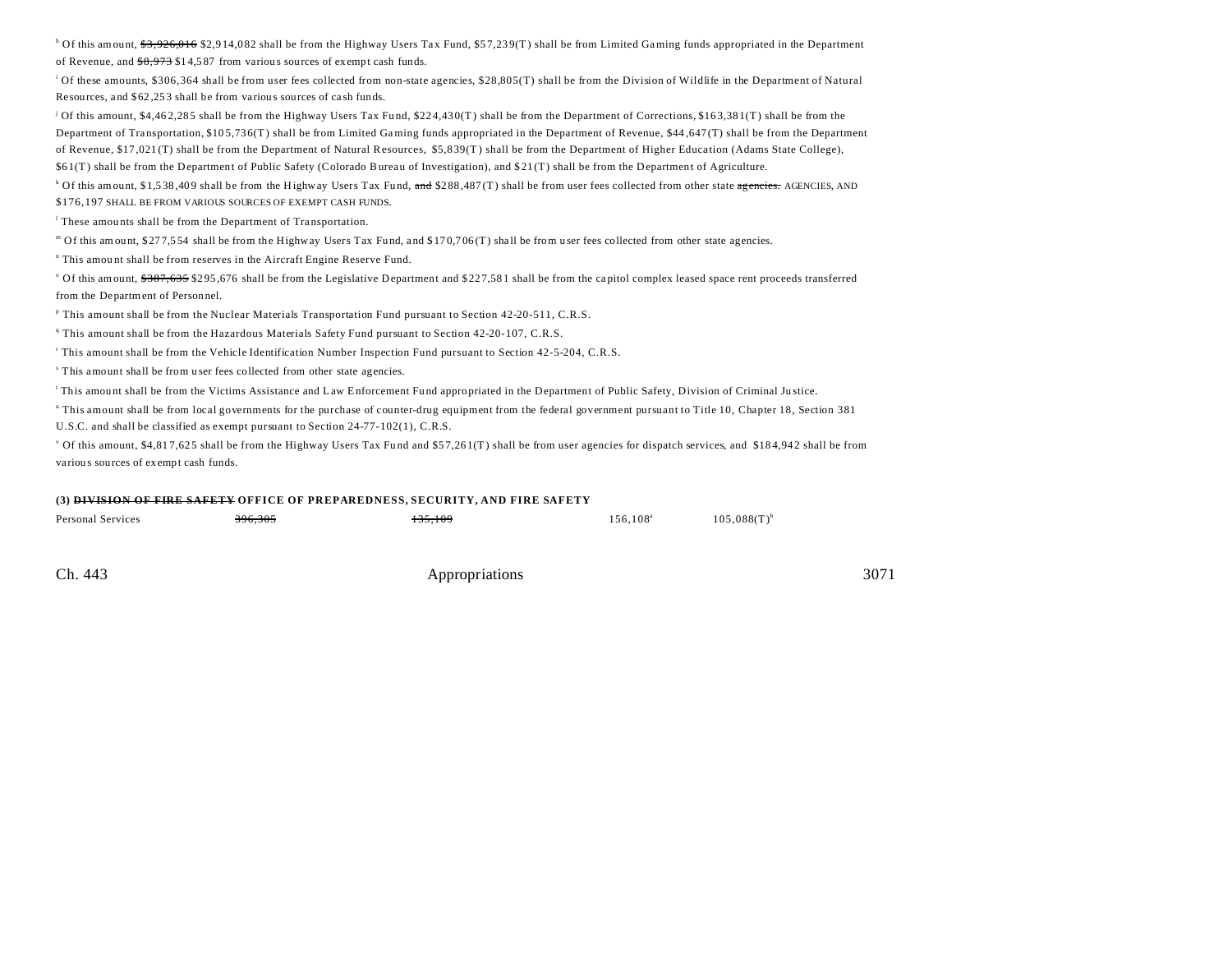[h] Of this amount, ~~$3,926,016~~ $2,914,082 shall be from the Highway Users Tax Fund, $57,239(T) shall be from Limited Gaming funds appropriated in the Department of Revenue, and ~~$8,973~~ $14,587 from various sources of exempt cash funds.

[i] Of these amounts, $306,364 shall be from user fees collected from non-state agencies, $28,805(T) shall be from the Division of Wildlife in the Department of Natural Resources, and $62,253 shall be from various sources of cash funds.

[j] Of this amount, $4,462,285 shall be from the Highway Users Tax Fund, $224,430(T) shall be from the Department of Corrections, $163,381(T) shall be from the Department of Transportation, $105,736(T) shall be from Limited Gaming funds appropriated in the Department of Revenue, $44,647(T) shall be from the Department of Revenue, $17,021(T) shall be from the Department of Natural Resources, $5,839(T) shall be from the Department of Higher Education (Adams State College), $61(T) shall be from the Department of Public Safety (Colorado Bureau of Investigation), and $21(T) shall be from the Department of Agriculture.

[k] Of this amount, $1,538,409 shall be from the Highway Users Tax Fund, ~~and~~ $288,487(T) shall be from user fees collected from other state ~~agencies.~~ AGENCIES, AND $176,197 SHALL BE FROM VARIOUS SOURCES OF EXEMPT CASH FUNDS.

[l] These amounts shall be from the Department of Transportation.

[m] Of this amount, $277,554 shall be from the Highway Users Tax Fund, and $170,706(T) shall be from user fees collected from other state agencies.

[n] This amount shall be from reserves in the Aircraft Engine Reserve Fund.

[o] Of this amount, ~~$387,635~~ $295,676 shall be from the Legislative Department and $227,581 shall be from the capitol complex leased space rent proceeds transferred from the Department of Personnel.

[p] This amount shall be from the Nuclear Materials Transportation Fund pursuant to Section 42-20-511, C.R.S.

[q] This amount shall be from the Hazardous Materials Safety Fund pursuant to Section 42-20-107, C.R.S.

[r] This amount shall be from the Vehicle Identification Number Inspection Fund pursuant to Section 42-5-204, C.R.S.

[s] This amount shall be from user fees collected from other state agencies.

[t] This amount shall be from the Victims Assistance and Law Enforcement Fund appropriated in the Department of Public Safety, Division of Criminal Justice.

[u] This amount shall be from local governments for the purchase of counter-drug equipment from the federal government pursuant to Title 10, Chapter 18, Section 381 U.S.C. and shall be classified as exempt pursuant to Section 24-77-102(1), C.R.S.

[v] Of this amount, $4,817,625 shall be from the Highway Users Tax Fund and $57,261(T) shall be from user agencies for dispatch services, and $184,942 shall be from various sources of exempt cash funds.

**(3) ~~DIVISION OF FIRE SAFETY~~ OFFICE OF PREPAREDNESS, SECURITY, AND FIRE SAFETY**

| | | | | |
|---|---|---|---|---|
| Personal Services | ~~396,305~~ | ~~135,109~~ | 156,108[a] | 105,088(T)[b] |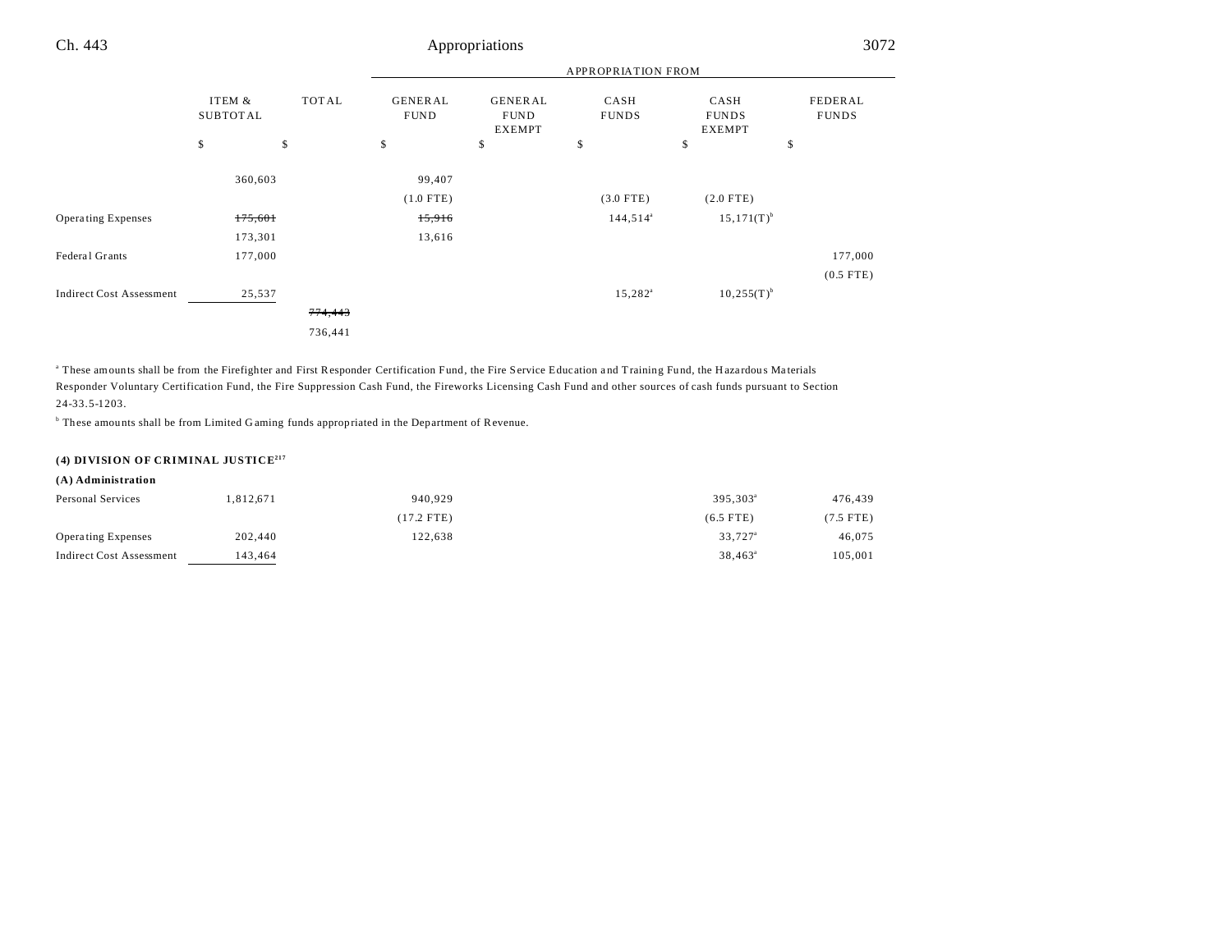| | ITEM & SUBTOTAL | TOTAL | GENERAL FUND | GENERAL FUND EXEMPT | CASH FUNDS | CASH FUNDS EXEMPT | FEDERAL FUNDS |
|---|---|---|---|---|---|---|---|
| | | | APPROPRIATION FROM | | | | |
| | $ | $ | $ | $ | $ | $ | $ |
| | 360,603 | | 99,407 | | | | |
| | | | (1.0 FTE) | | (3.0 FTE) | (2.0 FTE) | |
| Operating Expenses | ~~175,601~~ | | ~~15,916~~ | | 144,514[a] | 15,171(T)[b] | |
| | 173,301 | | 13,616 | | | | |
| Federal Grants | 177,000 | | | | | | 177,000 |
| | | | | | | | (0.5 FTE) |
| Indirect Cost Assessment | 25,537 | | | | 15,282[a] | 10,255(T)[b] | |
| | | ~~774,443~~ | | | | | |
| | | 736,441 | | | | | |

[a] These amounts shall be from the Firefighter and First Responder Certification Fund, the Fire Service Education and Training Fund, the Hazardous Materials Responder Voluntary Certification Fund, the Fire Suppression Cash Fund, the Fireworks Licensing Cash Fund and other sources of cash funds pursuant to Section 24-33.5-1203.

[b] These amounts shall be from Limited Gaming funds appropriated in the Department of Revenue.

**(4) DIVISION OF CRIMINAL JUSTICE[217]**

**(A) Administration**

| | ITEM & SUBTOTAL | TOTAL | GENERAL FUND | GENERAL FUND EXEMPT | CASH FUNDS | CASH FUNDS EXEMPT | FEDERAL FUNDS |
|---|---|---|---|---|---|---|---|
| Personal Services | 1,812,671 | | 940,929 | | | 395,303[a] | 476,439 |
| | | | (17.2 FTE) | | | (6.5 FTE) | (7.5 FTE) |
| Operating Expenses | 202,440 | | 122,638 | | | 33,727[a] | 46,075 |
| Indirect Cost Assessment | 143,464 | | | | | 38,463[a] | 105,001 |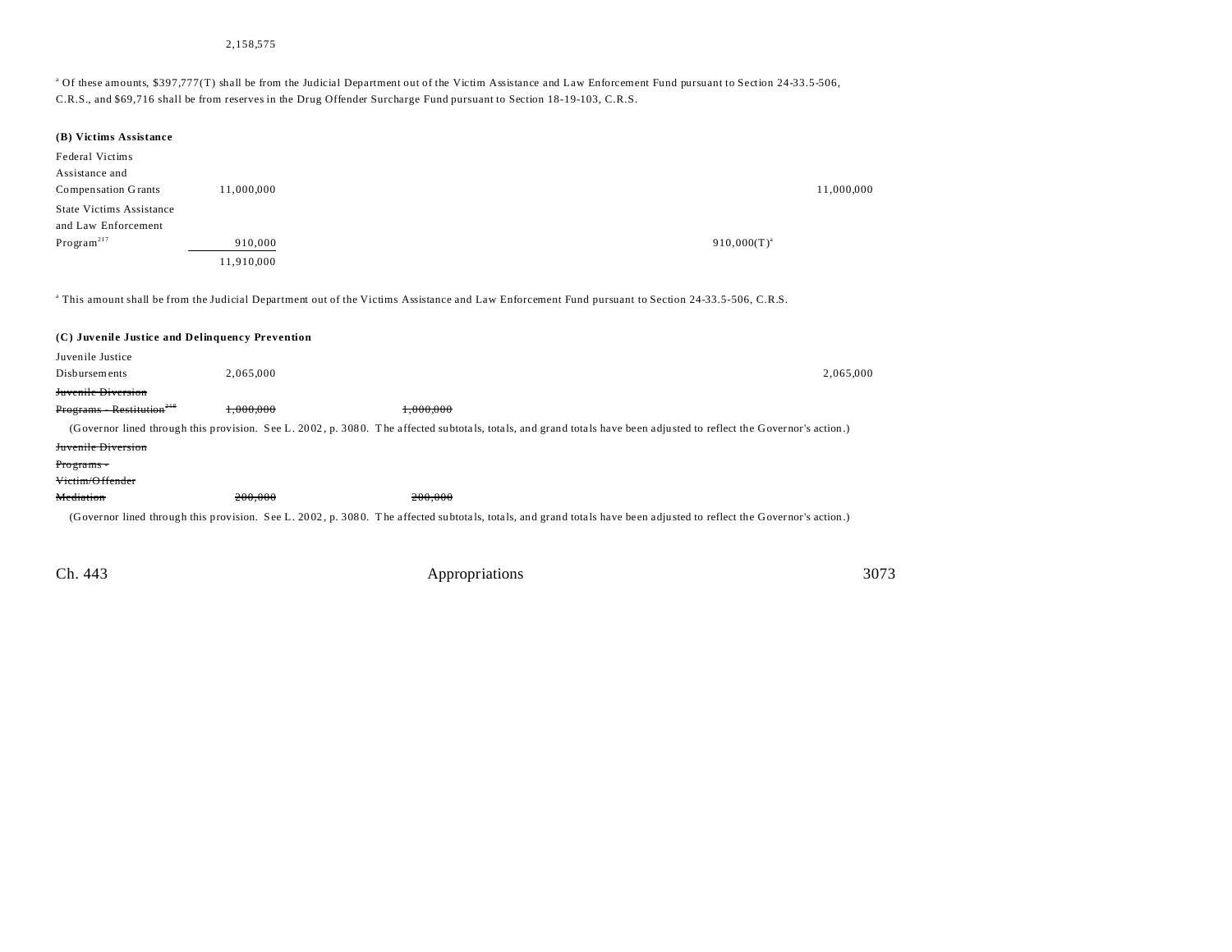| | | | | | | |
|---|---|---|---|---|---|---|
| | 2,158,575 | | | | | |

[a] Of these amounts, $397,777(T) shall be from the Judicial Department out of the Victim Assistance and Law Enforcement Fund pursuant to Section 24-33.5-506, C.R.S., and $69,716 shall be from reserves in the Drug Offender Surcharge Fund pursuant to Section 18-19-103, C.R.S.

**(B) Victims Assistance**

| | | | | | | |
|---|---|---|---|---|---|---|
| Federal Victims Assistance and Compensation Grants | 11,000,000 | | | | | 11,000,000 |
| State Victims Assistance and Law Enforcement Program[217] | 910,000 | | | | 910,000(T)[a] | |
| | 11,910,000 | | | | | |

[a] This amount shall be from the Judicial Department out of the Victims Assistance and Law Enforcement Fund pursuant to Section 24-33.5-506, C.R.S.

**(C) Juvenile Justice and Delinquency Prevention**

| | | | | | | |
|---|---|---|---|---|---|---|
| Juvenile Justice Disbursements | 2,065,000 | | | | | 2,065,000 |
| ~~Juvenile Diversion Programs - Restitution[218]~~ | ~~1,000,000~~ | | ~~1,000,000~~ | | | |

(Governor lined through this provision. See L. 2002, p. 3080. The affected subtotals, totals, and grand totals have been adjusted to reflect the Governor's action.)

| | | | | | | |
|---|---|---|---|---|---|---|
| ~~Juvenile Diversion Programs - Victim/Offender Mediation~~ | ~~200,000~~ | | ~~200,000~~ | | | |

(Governor lined through this provision. See L. 2002, p. 3080. The affected subtotals, totals, and grand totals have been adjusted to reflect the Governor's action.)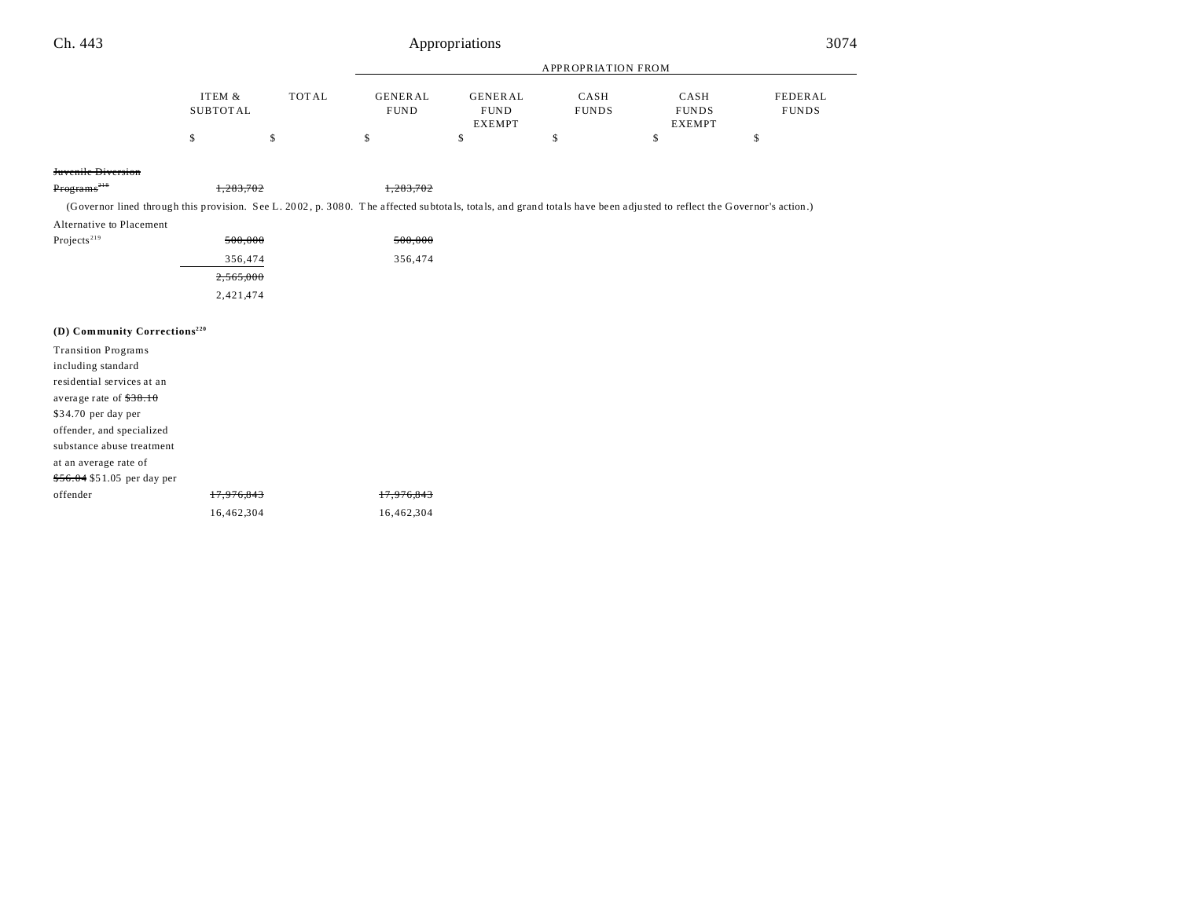| | ITEM & SUBTOTAL | TOTAL | GENERAL FUND | GENERAL FUND EXEMPT | CASH FUNDS | CASH FUNDS EXEMPT | FEDERAL FUNDS |
|---|---|---|---|---|---|---|---|
| | | | APPROPRIATION FROM | | | | |
| | $ | $ | $ | $ | $ | $ | $ |
| ~~Juvenile Diversion Programs~~[218] | ~~1,283,702~~ | | ~~1,283,702~~ | | | | |
| (Governor lined through this provision. See L. 2002, p. 3080. The affected subtotals, totals, and grand totals have been adjusted to reflect the Governor's action.) | | | | | | | |
| Alternative to Placement Projects[219] | ~~500,000~~ | | ~~500,000~~ | | | | |
| | 356,474 | | 356,474 | | | | |
| | ~~2,565,000~~ | | | | | | |
| | 2,421,474 | | | | | | |
| **(D) Community Corrections**[220] | | | | | | | |
| Transition Programs including standard residential services at an average rate of ~~$38.10~~ $34.70 per day per offender, and specialized substance abuse treatment at an average rate of ~~$56.04~~ $51.05 per day per offender | ~~17,976,843~~ | | ~~17,976,843~~ | | | | |
| | 16,462,304 | | 16,462,304 | | | | |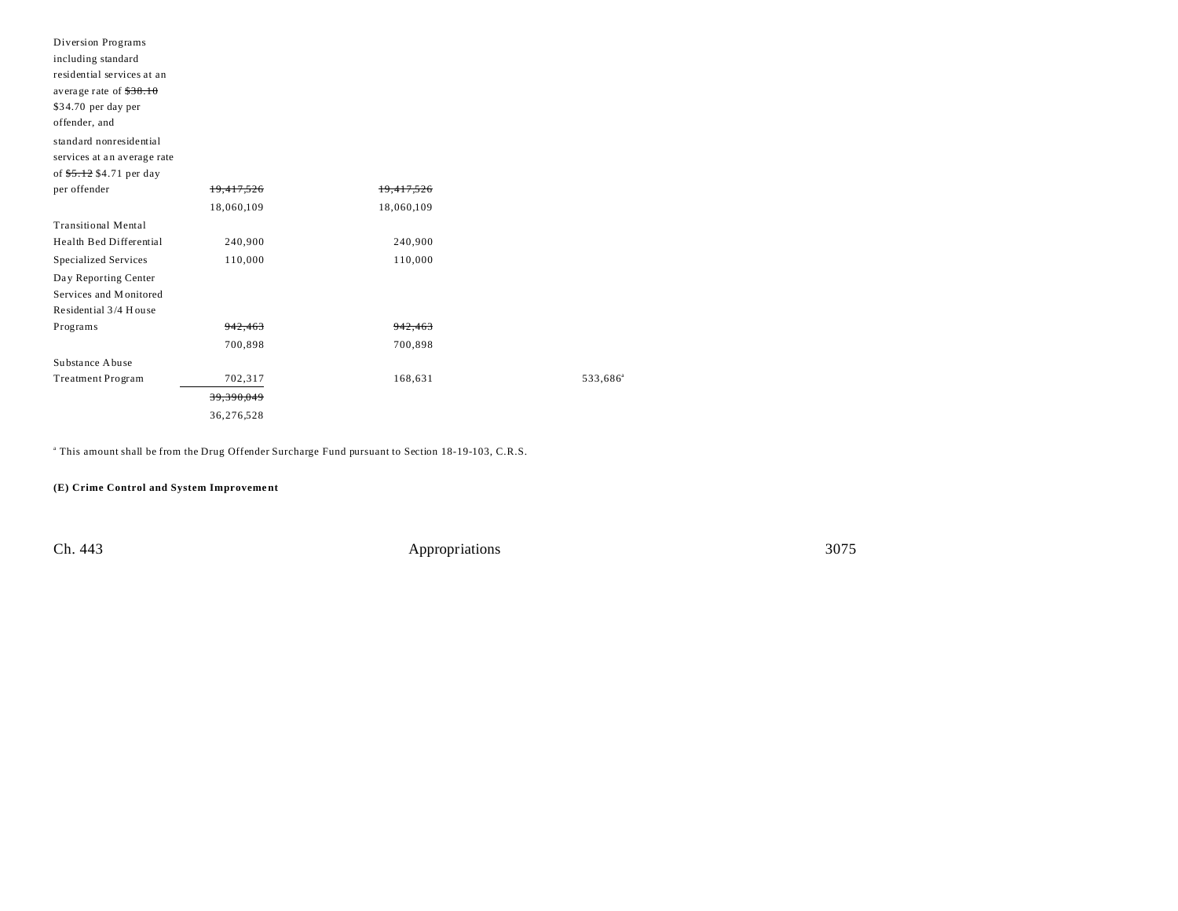| | | | | | |
|---|---|---|---|---|---|
| Diversion Programs including standard residential services at an average rate of ~~$38.10~~ $34.70 per day per offender, and standard nonresidential services at an average rate of ~~$5.12~~ $4.71 per day per offender | ~~19,417,526~~ | ~~19,417,526~~ | | | |
| | 18,060,109 | 18,060,109 | | | |
| Transitional Mental Health Bed Differential | 240,900 | 240,900 | | | |
| Specialized Services | 110,000 | 110,000 | | | |
| Day Reporting Center Services and Monitored Residential 3/4 House Programs | ~~942,463~~ | ~~942,463~~ | | | |
| | 700,898 | 700,898 | | | |
| Substance Abuse Treatment Program | 702,317 | 168,631 | | 533,686[a] | |
| | ~~39,390,049~~ | | | | |
| | 36,276,528 | | | | |

[a] This amount shall be from the Drug Offender Surcharge Fund pursuant to Section 18-19-103, C.R.S.

**(E) Crime Control and System Improvement**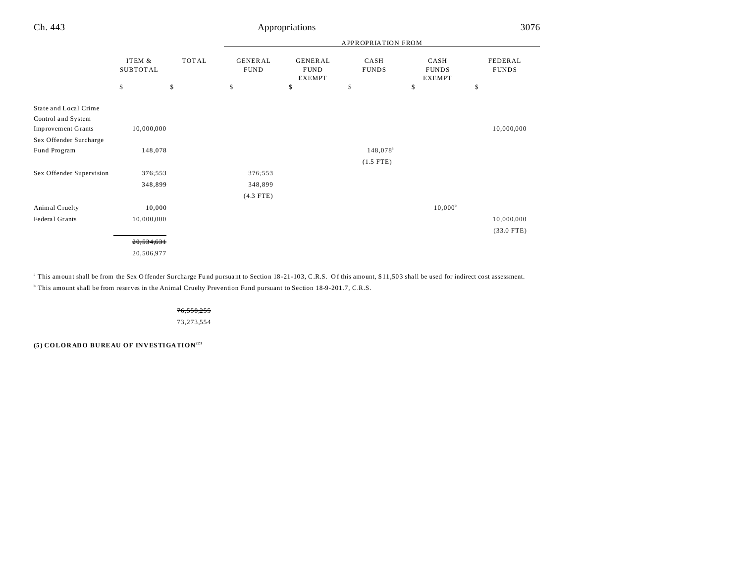| | ITEM & SUBTOTAL | TOTAL | APPROPRIATION FROM GENERAL FUND | GENERAL FUND EXEMPT | CASH FUNDS | CASH FUNDS EXEMPT | FEDERAL FUNDS |
|---|---|---|---|---|---|---|---|
| | $ | $ | $ | $ | $ | $ | $ |
| State and Local Crime Control and System Improvement Grants | 10,000,000 | | | | | | 10,000,000 |
| Sex Offender Surcharge Fund Program | 148,078 | | | | 148,078[a] | | |
| | | | | | (1.5 FTE) | | |
| Sex Offender Supervision | ~~376,553~~ | | ~~376,553~~ | | | | |
| | 348,899 | | 348,899 | | | | |
| | | | (4.3 FTE) | | | | |
| Animal Cruelty | 10,000 | | | | | 10,000[b] | |
| Federal Grants | 10,000,000 | | | | | | 10,000,000 |
| | | | | | | | (33.0 FTE) |
| | ~~20,534,631~~ | | | | | | |
| | 20,506,977 | | | | | | |

[a] This amount shall be from the Sex Offender Surcharge Fund pursuant to Section 18-21-103, C.R.S. Of this amount, $11,503 shall be used for indirect cost assessment.
[b] This amount shall be from reserves in the Animal Cruelty Prevention Fund pursuant to Section 18-9-201.7, C.R.S.

| | | TOTAL |
|---|---|---|
| | | ~~76,550,255~~ |
| | | 73,273,554 |

**(5) COLORADO BUREAU OF INVESTIGATION[221]**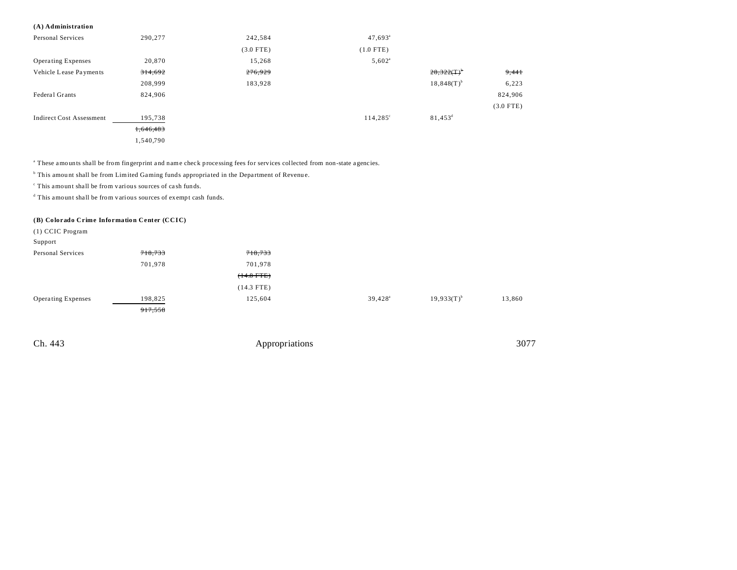**(A) Administration**

| | | | | | |
|---|---|---|---|---|---|
| Personal Services | 290,277 | 242,584 | 47,693[a] | | |
| | | (3.0 FTE) | (1.0 FTE) | | |
| Operating Expenses | 20,870 | 15,268 | 5,602[a] | | |
| Vehicle Lease Payments | ~~314,692~~ | ~~276,929~~ | | ~~28,322(T)[b]~~ | ~~9,441~~ |
| | 208,999 | 183,928 | | 18,848(T)[b] | 6,223 |
| Federal Grants | 824,906 | | | | 824,906 |
| | | | | | (3.0 FTE) |
| Indirect Cost Assessment | 195,738 | | 114,285[c] | 81,453[d] | |
| | ~~1,646,483~~ | | | | |
| | 1,540,790 | | | | |

[a] These amounts shall be from fingerprint and name check processing fees for services collected from non-state agencies.

[b] This amount shall be from Limited Gaming funds appropriated in the Department of Revenue.

[c] This amount shall be from various sources of cash funds.

[d] This amount shall be from various sources of exempt cash funds.

**(B) Colorado Crime Information Center (CCIC)**

| | | | | | |
|---|---|---|---|---|---|
| (1) CCIC Program Support | | | | | |
| Personal Services | ~~718,733~~ | ~~718,733~~ | | | |
| | 701,978 | 701,978 | | | |
| | | ~~(14.8 FTE)~~ | | | |
| | | (14.3 FTE) | | | |
| Operating Expenses | 198,825 | 125,604 | 39,428[a] | 19,933(T)[b] | 13,860 |
| | ~~917,558~~ | | | | |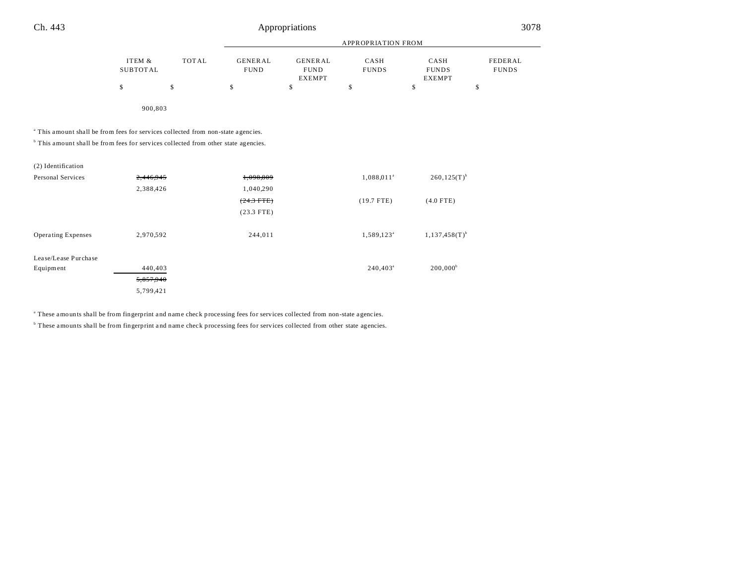| | ITEM & SUBTOTAL | TOTAL | APPROPRIATION FROM GENERAL FUND | GENERAL FUND EXEMPT | CASH FUNDS | CASH FUNDS EXEMPT | FEDERAL FUNDS |
|---|---|---|---|---|---|---|---|
| | $ | $ | $ | $ | $ | $ | $ |
| | 900,803 | | | | | | |

[a] This amount shall be from fees for services collected from non-state agencies.

[b] This amount shall be from fees for services collected from other state agencies.

| | ITEM & SUBTOTAL | TOTAL | GENERAL FUND | GENERAL FUND EXEMPT | CASH FUNDS | CASH FUNDS EXEMPT | FEDERAL FUNDS |
|---|---|---|---|---|---|---|---|
| (2) Identification | | | | | | | |
| Personal Services | ~~2,446,945~~ | | ~~1,098,809~~ | | 1,088,011[a] | 260,125(T)[b] | |
| | 2,388,426 | | 1,040,290 | | | | |
| | | | ~~(24.3 FTE)~~ | | (19.7 FTE) | (4.0 FTE) | |
| | | | (23.3 FTE) | | | | |
| Operating Expenses | 2,970,592 | | 244,011 | | 1,589,123[a] | 1,137,458(T)[b] | |
| Lease/Lease Purchase Equipment | 440,403 | | | | 240,403[a] | 200,000[b] | |
| | ~~5,857,940~~ | | | | | | |
| | 5,799,421 | | | | | | |

[a] These amounts shall be from fingerprint and name check processing fees for services collected from non-state agencies.

[b] These amounts shall be from fingerprint and name check processing fees for services collected from other state agencies.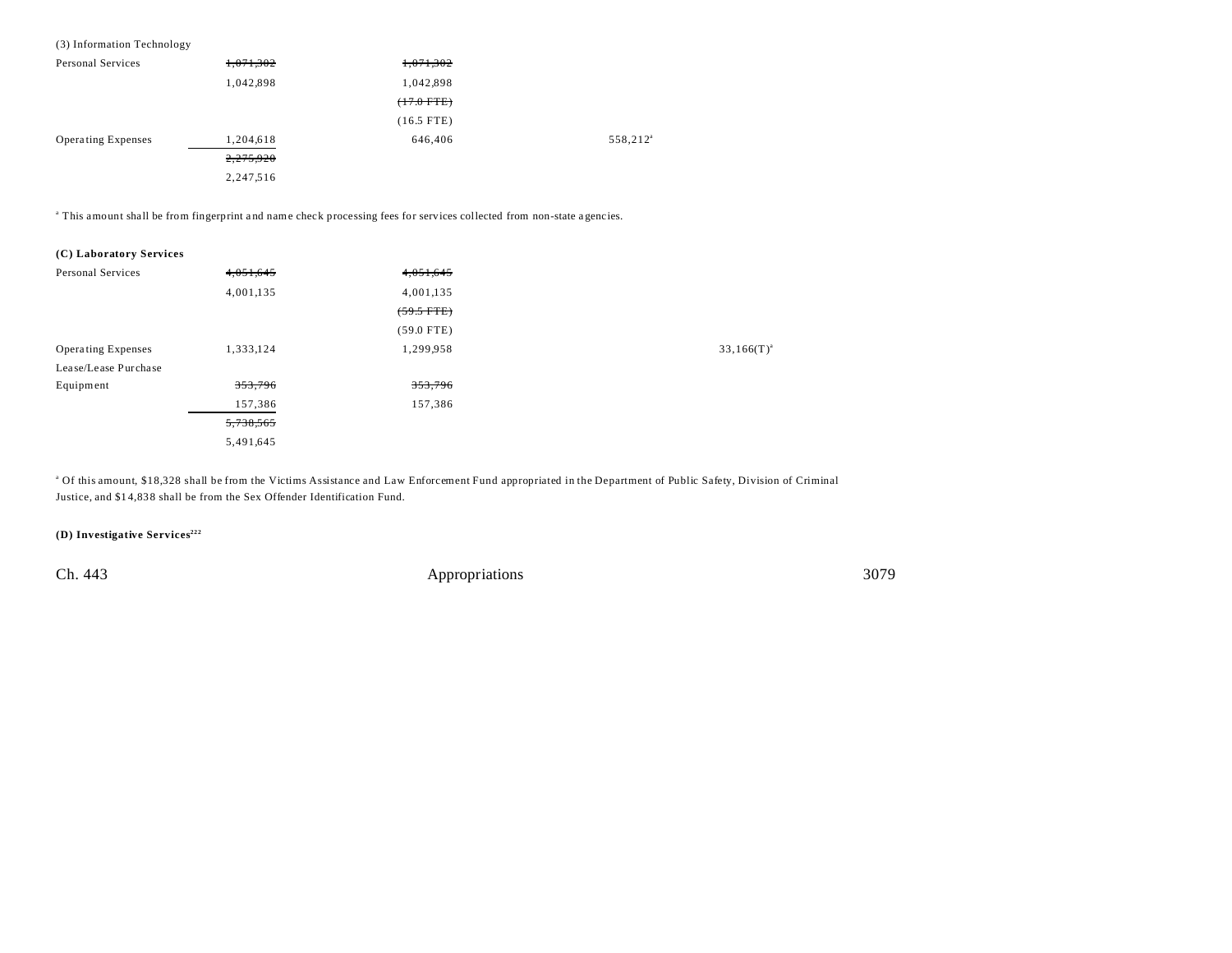(3) Information Technology

| | | | | |
|---|---|---|---|---|
| Personal Services | ~~1,071,302~~ | ~~1,071,302~~ | | |
| | 1,042,898 | 1,042,898 | | |
| | | ~~(17.0 FTE)~~ | | |
| | | (16.5 FTE) | | |
| Operating Expenses | 1,204,618 | 646,406 | 558,212[a] | |
| | ~~2,275,920~~ | | | |
| | 2,247,516 | | | |

[a] This amount shall be from fingerprint and name check processing fees for services collected from non-state agencies.

**(C) Laboratory Services**

| | | | | |
|---|---|---|---|---|
| Personal Services | ~~4,051,645~~ | ~~4,051,645~~ | | |
| | 4,001,135 | 4,001,135 | | |
| | | ~~(59.5 FTE)~~ | | |
| | | (59.0 FTE) | | |
| Operating Expenses | 1,333,124 | 1,299,958 | | 33,166(T)[a] |
| Lease/Lease Purchase Equipment | ~~353,796~~ | ~~353,796~~ | | |
| | 157,386 | 157,386 | | |
| | ~~5,738,565~~ | | | |
| | 5,491,645 | | | |

[a] Of this amount, $18,328 shall be from the Victims Assistance and Law Enforcement Fund appropriated in the Department of Public Safety, Division of Criminal Justice, and $14,838 shall be from the Sex Offender Identification Fund.

**(D) Investigative Services[222]**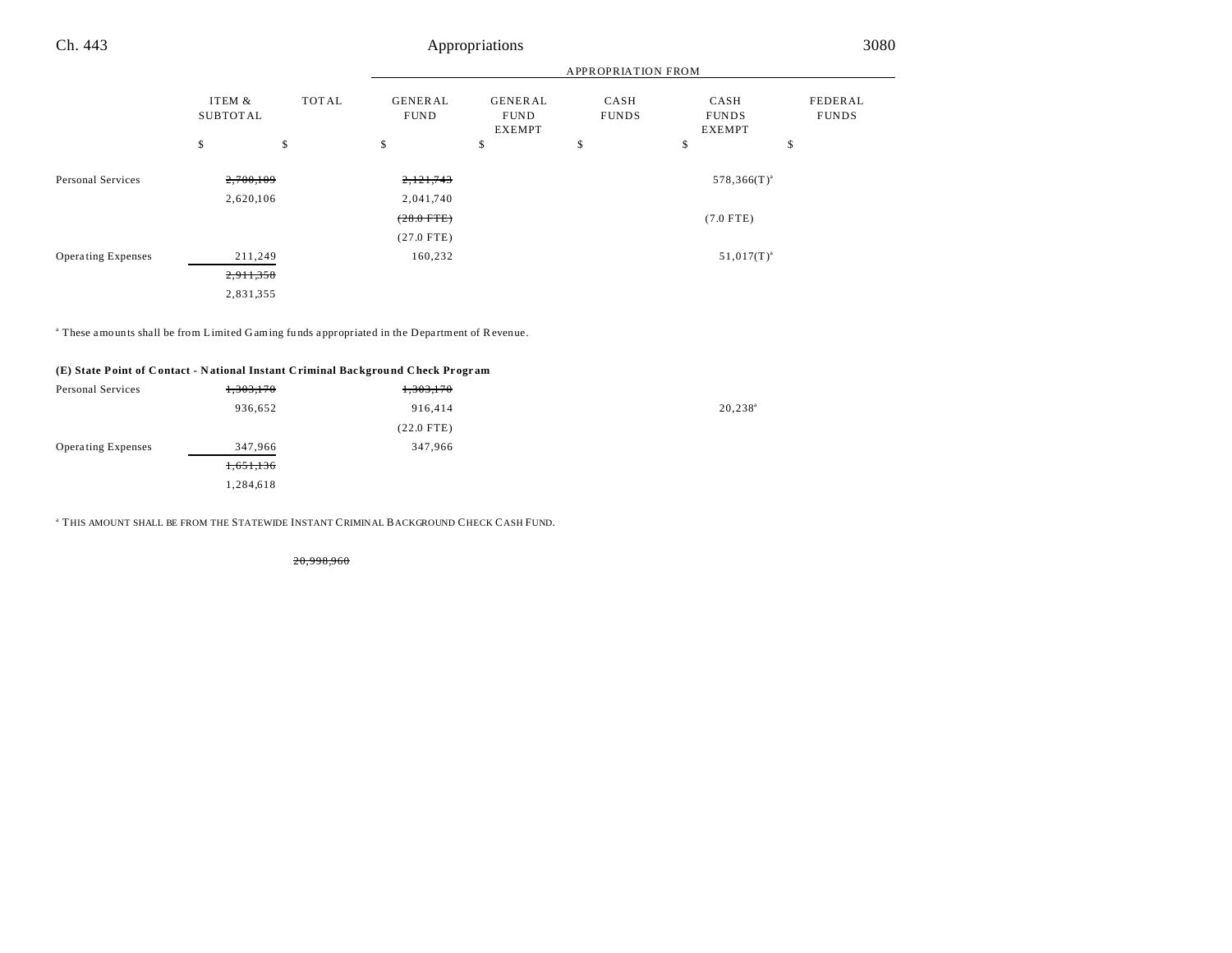| | ITEM & SUBTOTAL | TOTAL | GENERAL FUND | GENERAL FUND EXEMPT | CASH FUNDS | CASH FUNDS EXEMPT | FEDERAL FUNDS |
|---|---|---|---|---|---|---|---|
| | | | APPROPRIATION FROM | | | | |
| | $ | $ | $ | $ | $ | $ | $ |
| Personal Services | ~~2,700,109~~ | | ~~2,121,743~~ | | | 578,366(T)[a] | |
| | 2,620,106 | | 2,041,740 | | | | |
| | | | ~~(28.0 FTE)~~ | | | (7.0 FTE) | |
| | | | (27.0 FTE) | | | | |
| Operating Expenses | 211,249 | | 160,232 | | | 51,017(T)[a] | |
| | ~~2,911,358~~ | | | | | | |
| | 2,831,355 | | | | | | |

[a] These amounts shall be from Limited Gaming funds appropriated in the Department of Revenue.

**(E) State Point of Contact - National Instant Criminal Background Check Program**

| | ITEM & SUBTOTAL | TOTAL | GENERAL FUND | GENERAL FUND EXEMPT | CASH FUNDS | CASH FUNDS EXEMPT | FEDERAL FUNDS |
|---|---|---|---|---|---|---|---|
| Personal Services | ~~1,303,170~~ | | ~~1,303,170~~ | | | | |
| | 936,652 | | 916,414 | | | 20,238[a] | |
| | | | (22.0 FTE) | | | | |
| Operating Expenses | 347,966 | | 347,966 | | | | |
| | ~~1,651,136~~ | | | | | | |
| | 1,284,618 | | | | | | |

[a] THIS AMOUNT SHALL BE FROM THE STATEWIDE INSTANT CRIMINAL BACKGROUND CHECK CASH FUND.

| | ITEM & SUBTOTAL | TOTAL | GENERAL FUND | GENERAL FUND EXEMPT | CASH FUNDS | CASH FUNDS EXEMPT | FEDERAL FUNDS |
|---|---|---|---|---|---|---|---|
| | | ~~20,998,960~~ | | | | | |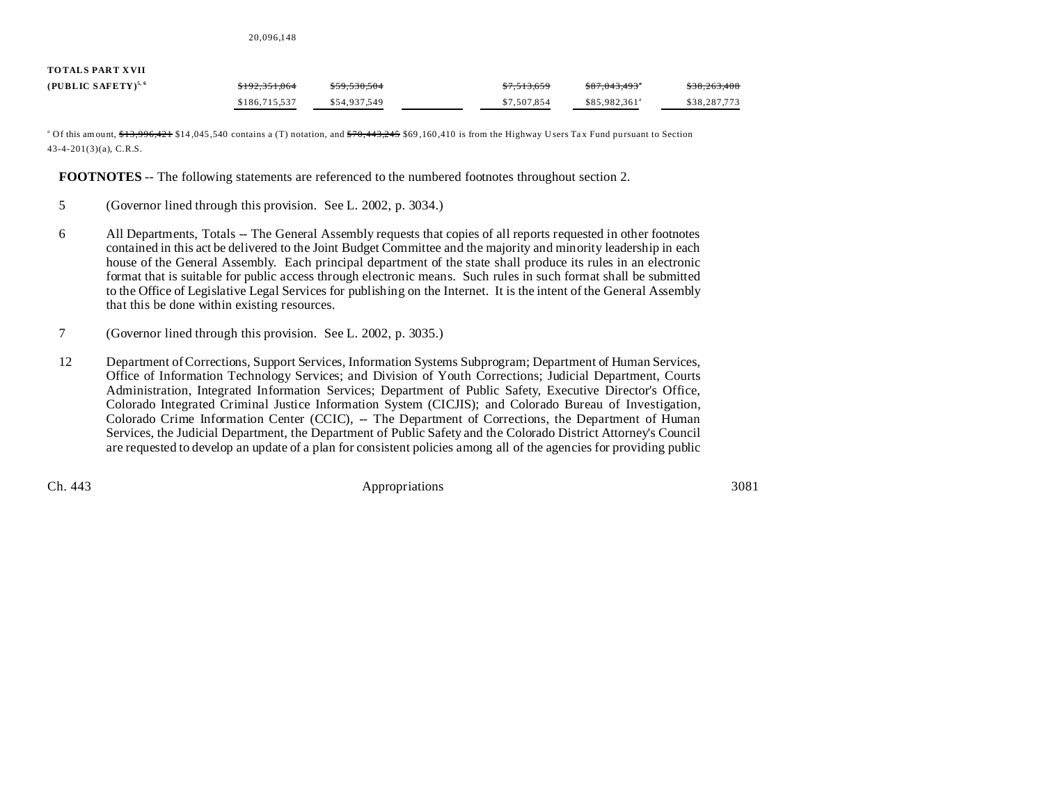20,096,148

| TOTALS PART XVII (PUBLIC SAFETY)[5, 6] | | | | | | |
|---|---|---|---|---|---|---|
| | ~~$192,351,064~~ | ~~$59,530,504~~ | | ~~$7,513,659~~ | ~~$87,043,493~~[a] | ~~$38,263,408~~ |
| | $186,715,537 | $54,937,549 | | $7,507,854 | $85,982,361[a] | $38,287,773 |

[a] Of this amount, ~~$13,996,421~~ $14,045,540 contains a (T) notation, and ~~$70,443,245~~ $69,160,410 is from the Highway Users Tax Fund pursuant to Section 43-4-201(3)(a), C.R.S.

**FOOTNOTES** -- The following statements are referenced to the numbered footnotes throughout section 2.

5 (Governor lined through this provision. See L. 2002, p. 3034.)

6 All Departments, Totals -- The General Assembly requests that copies of all reports requested in other footnotes contained in this act be delivered to the Joint Budget Committee and the majority and minority leadership in each house of the General Assembly. Each principal department of the state shall produce its rules in an electronic format that is suitable for public access through electronic means. Such rules in such format shall be submitted to the Office of Legislative Legal Services for publishing on the Internet. It is the intent of the General Assembly that this be done within existing resources.

7 (Governor lined through this provision. See L. 2002, p. 3035.)

12 Department of Corrections, Support Services, Information Systems Subprogram; Department of Human Services, Office of Information Technology Services; and Division of Youth Corrections; Judicial Department, Courts Administration, Integrated Information Services; Department of Public Safety, Executive Director's Office, Colorado Integrated Criminal Justice Information System (CICJIS); and Colorado Bureau of Investigation, Colorado Crime Information Center (CCIC), -- The Department of Corrections, the Department of Human Services, the Judicial Department, the Department of Public Safety and the Colorado District Attorney's Council are requested to develop an update of a plan for consistent policies among all of the agencies for providing public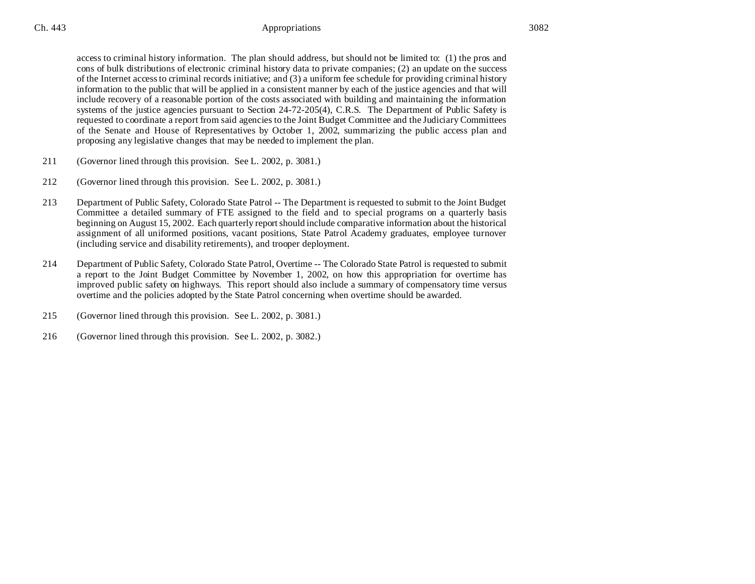access to criminal history information. The plan should address, but should not be limited to: (1) the pros and cons of bulk distributions of electronic criminal history data to private companies; (2) an update on the success of the Internet access to criminal records initiative; and (3) a uniform fee schedule for providing criminal history information to the public that will be applied in a consistent manner by each of the justice agencies and that will include recovery of a reasonable portion of the costs associated with building and maintaining the information systems of the justice agencies pursuant to Section 24-72-205(4), C.R.S. The Department of Public Safety is requested to coordinate a report from said agencies to the Joint Budget Committee and the Judiciary Committees of the Senate and House of Representatives by October 1, 2002, summarizing the public access plan and proposing any legislative changes that may be needed to implement the plan.

211 (Governor lined through this provision. See L. 2002, p. 3081.)

212 (Governor lined through this provision. See L. 2002, p. 3081.)

213 Department of Public Safety, Colorado State Patrol -- The Department is requested to submit to the Joint Budget Committee a detailed summary of FTE assigned to the field and to special programs on a quarterly basis beginning on August 15, 2002. Each quarterly report should include comparative information about the historical assignment of all uniformed positions, vacant positions, State Patrol Academy graduates, employee turnover (including service and disability retirements), and trooper deployment.

214 Department of Public Safety, Colorado State Patrol, Overtime -- The Colorado State Patrol is requested to submit a report to the Joint Budget Committee by November 1, 2002, on how this appropriation for overtime has improved public safety on highways. This report should also include a summary of compensatory time versus overtime and the policies adopted by the State Patrol concerning when overtime should be awarded.

215 (Governor lined through this provision. See L. 2002, p. 3081.)

216 (Governor lined through this provision. See L. 2002, p. 3082.)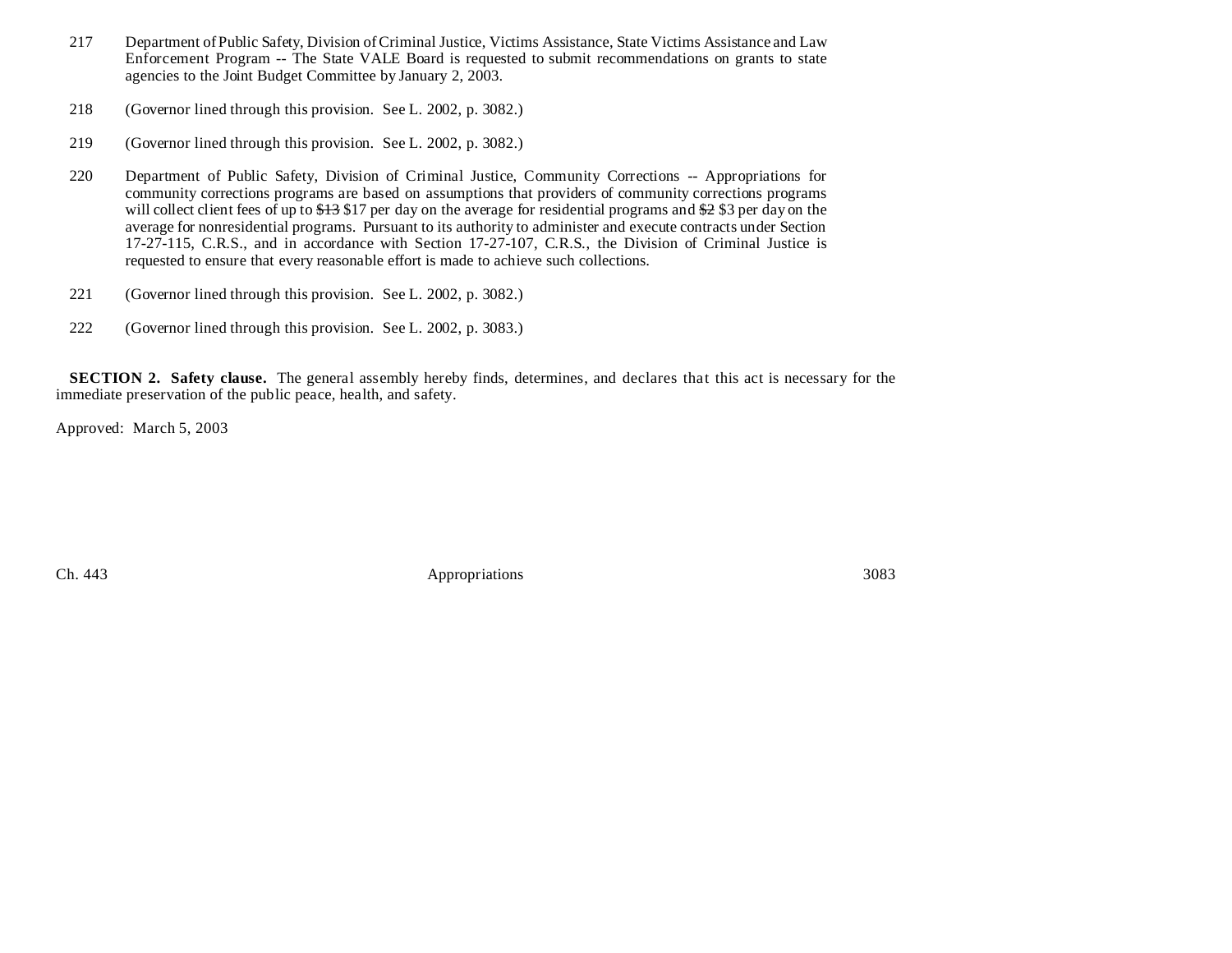217 Department of Public Safety, Division of Criminal Justice, Victims Assistance, State Victims Assistance and Law Enforcement Program -- The State VALE Board is requested to submit recommendations on grants to state agencies to the Joint Budget Committee by January 2, 2003.

218 (Governor lined through this provision. See L. 2002, p. 3082.)

219 (Governor lined through this provision. See L. 2002, p. 3082.)

220 Department of Public Safety, Division of Criminal Justice, Community Corrections -- Appropriations for community corrections programs are based on assumptions that providers of community corrections programs will collect client fees of up to ~~$13~~ $17 per day on the average for residential programs and ~~$2~~ $3 per day on the average for nonresidential programs. Pursuant to its authority to administer and execute contracts under Section 17-27-115, C.R.S., and in accordance with Section 17-27-107, C.R.S., the Division of Criminal Justice is requested to ensure that every reasonable effort is made to achieve such collections.

221 (Governor lined through this provision. See L. 2002, p. 3082.)

222 (Governor lined through this provision. See L. 2002, p. 3083.)

**SECTION 2. Safety clause.** The general assembly hereby finds, determines, and declares that this act is necessary for the immediate preservation of the public peace, health, and safety.

Approved: March 5, 2003